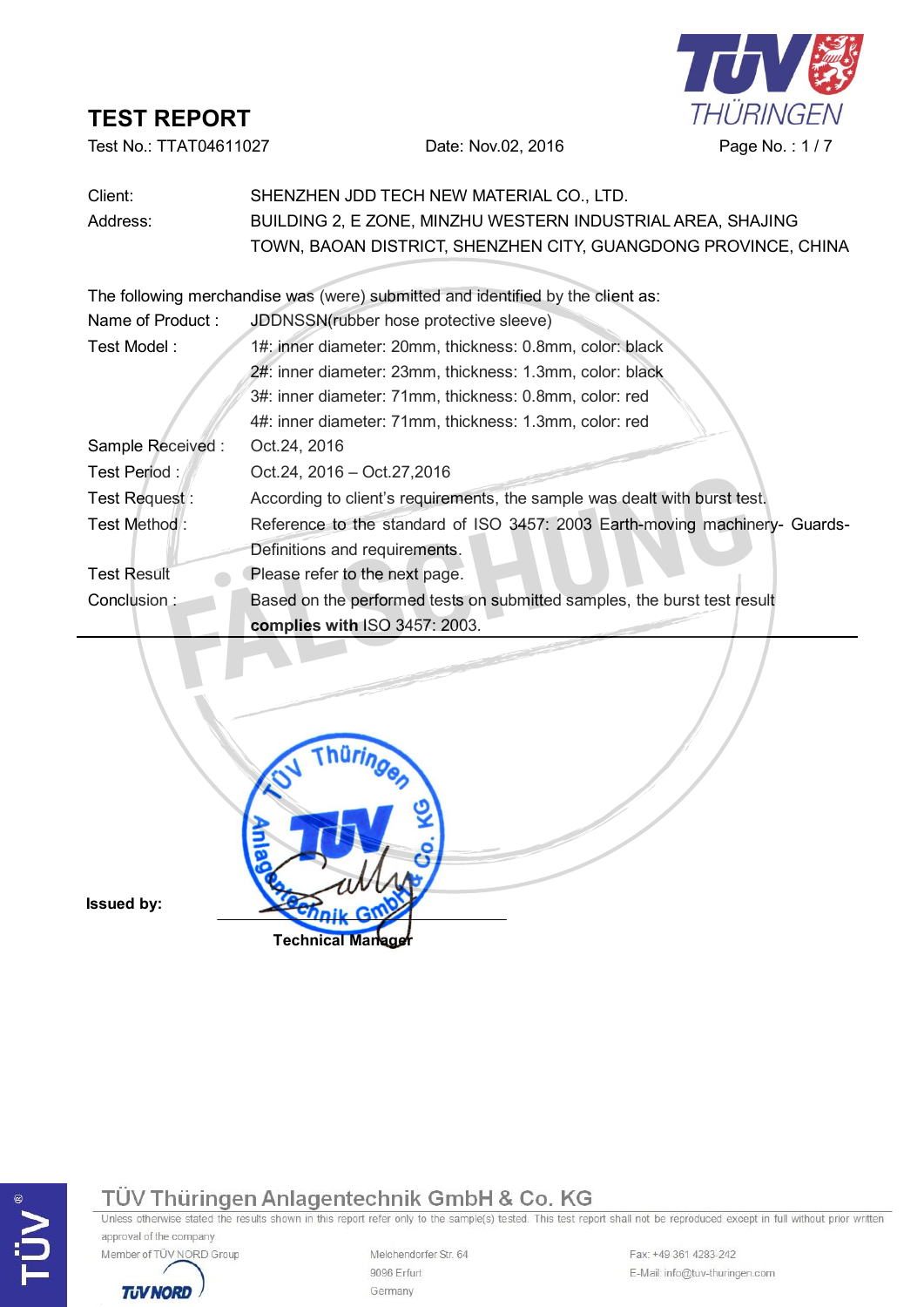# TEST REPORT

Test No.: TTAT04611027 Date: Nov.02, 2016

| | |
|---|---|
| Client: | SHENZHEN JDD TECH NEW MATERIAL CO., LTD. |
| Address: | BUILDING 2, E ZONE, MINZHU WESTERN INDUSTRIAL AREA, SHAJING TOWN, BAOAN DISTRICT, SHENZHEN CITY, GUANGDONG PROVINCE, CHINA |

The following merchandise was (were) submitted and identified by the client as:

| | |
|---|---|
| Name of Product : | JDDNSSN(rubber hose protective sleeve) |
| Test Model : | 1#: inner diameter: 20mm, thickness: 0.8mm, color: black<br>2#: inner diameter: 23mm, thickness: 1.3mm, color: black<br>3#: inner diameter: 71mm, thickness: 0.8mm, color: red<br>4#: inner diameter: 71mm, thickness: 1.3mm, color: red |
| Sample Received : | Oct.24, 2016 |
| Test Period : | Oct.24, 2016 – Oct.27,2016 |
| Test Request : | According to client's requirements, the sample was dealt with burst test. |
| Test Method : | Reference to the standard of ISO 3457: 2003 Earth-moving machinery- Guards-Definitions and requirements. |
| Test Result | Please refer to the next page. |
| Conclusion : | Based on the performed tests on submitted samples, the burst test result **complies with** ISO 3457: 2003. |

FÄLSCHUNG

**Issued by:**

**Technical Manager**

TÜV Thüringen Anlagentechnik GmbH & Co. KG

Unless otherwise stated the results shown in this report refer only to the sample(s) tested. This test report shall not be reproduced except in full without prior written approval of the company

Member of TÜV NORD Group

Melchendorfer Str. 64
9096 Erfurt
Germany

Fax: +49 361 4283-242
E-Mail: info@tuv-thuringen.com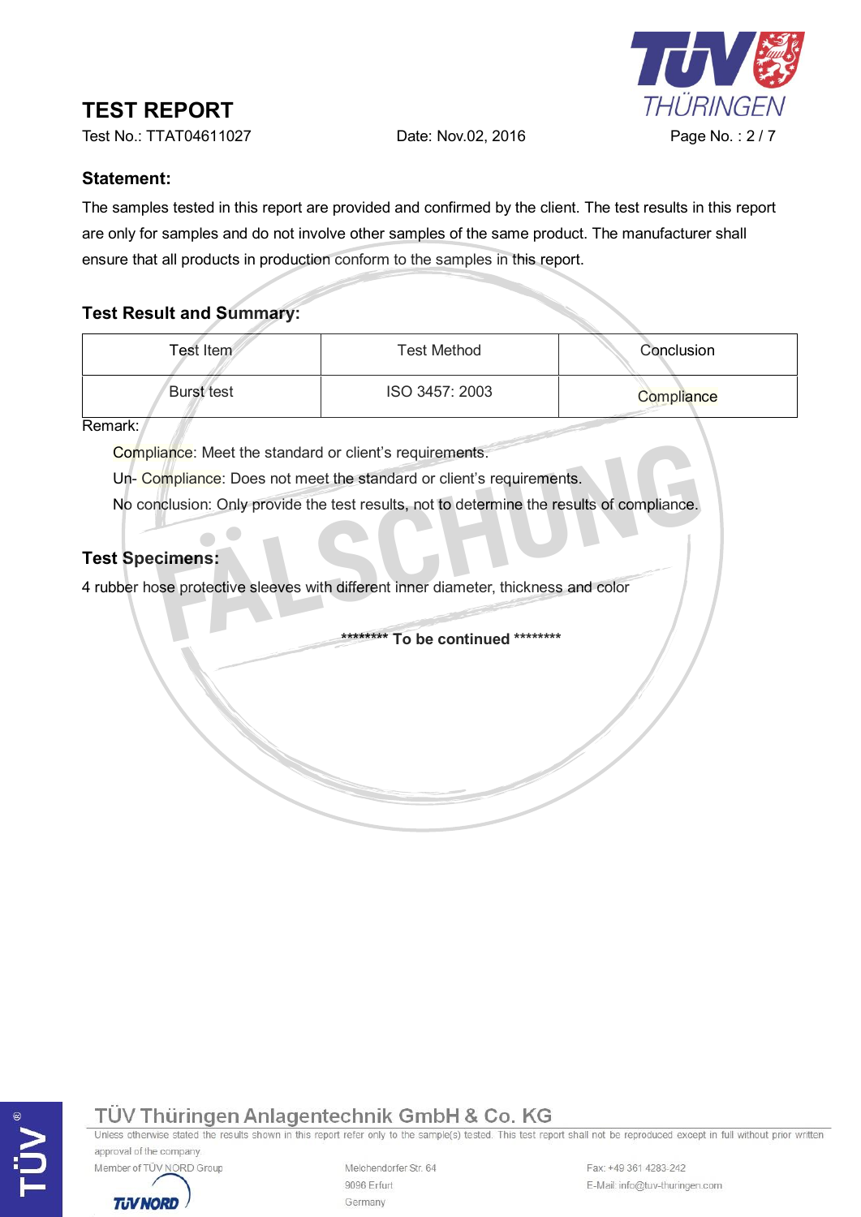# TEST REPORT

Test No.: TTAT04611027 Date: Nov.02, 2016

## Statement:

The samples tested in this report are provided and confirmed by the client. The test results in this report are only for samples and do not involve other samples of the same product. The manufacturer shall ensure that all products in production conform to the samples in this report.

## Test Result and Summary:

| Test Item | Test Method | Conclusion |
|---|---|---|
| Burst test | ISO 3457: 2003 | Compliance |

Remark:

Compliance: Meet the standard or client's requirements.

Un- Compliance: Does not meet the standard or client's requirements.

No conclusion: Only provide the test results, not to determine the results of compliance.

## Test Specimens:

4 rubber hose protective sleeves with different inner diameter, thickness and color

******** To be continued ********

FÄLSCHUNG

TÜV Thüringen Anlagentechnik GmbH & Co. KG

Unless otherwise stated the results shown in this report refer only to the sample(s) tested. This test report shall not be reproduced except in full without prior written approval of the company

Member of TÜV NORD Group

Melchendorfer Str. 64
9096 Erfurt
Germany

Fax: +49 361 4283-242
E-Mail: info@tuv-thuringen.com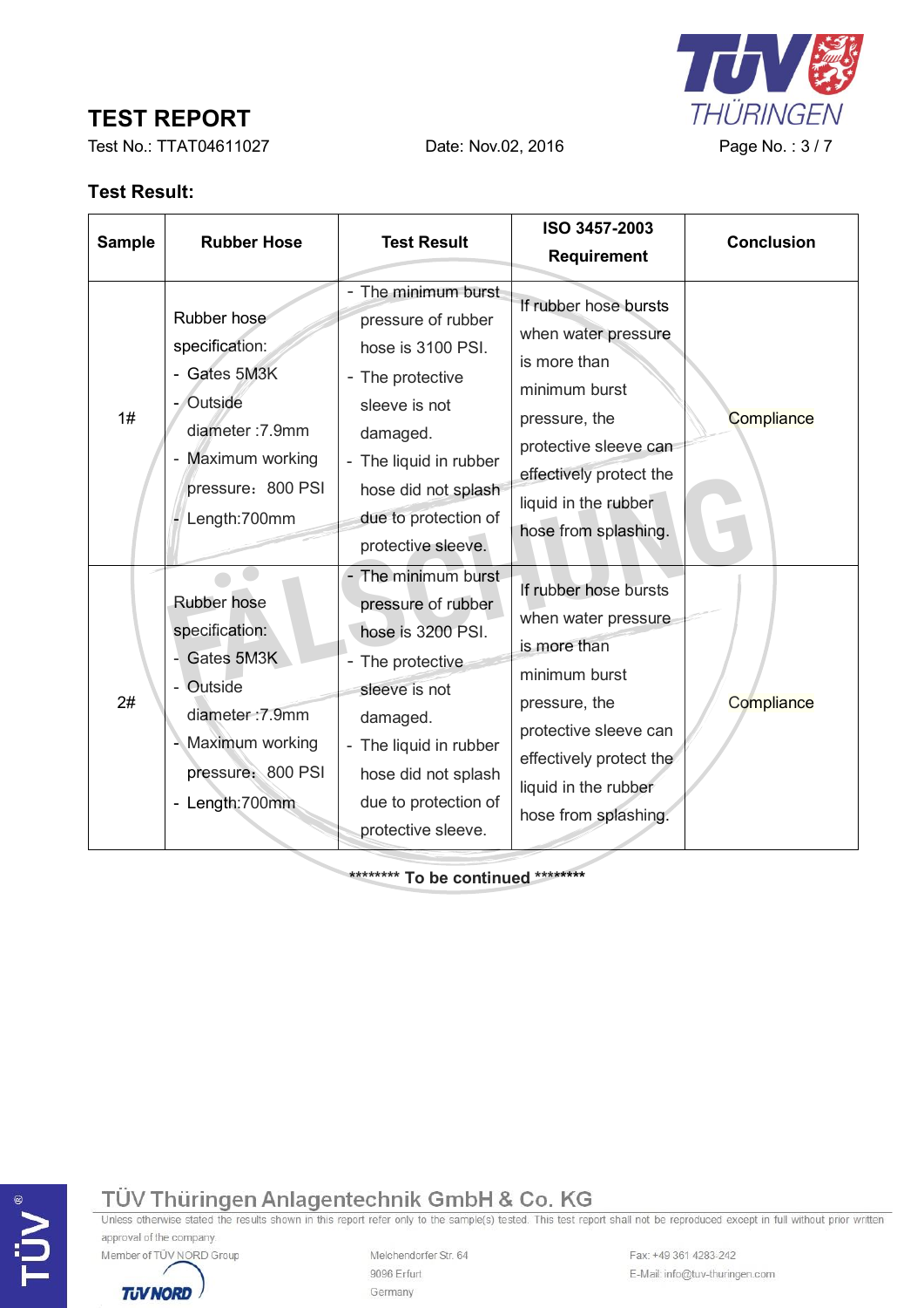# TEST REPORT

Test No.: TTAT04611027 Date: Nov.02, 2016

**Test Result:**

| Sample | Rubber Hose | Test Result | ISO 3457-2003 Requirement | Conclusion |
|---|---|---|---|---|
| 1# | Rubber hose specification: - Gates 5M3K - Outside diameter :7.9mm - Maximum working pressure：800 PSI - Length:700mm | - The minimum burst pressure of rubber hose is 3100 PSI. - The protective sleeve is not damaged. - The liquid in rubber hose did not splash due to protection of protective sleeve. | If rubber hose bursts when water pressure is more than minimum burst pressure, the protective sleeve can effectively protect the liquid in the rubber hose from splashing. | Compliance |
| 2# | Rubber hose specification: - Gates 5M3K - Outside diameter :7.9mm - Maximum working pressure：800 PSI - Length:700mm | - The minimum burst pressure of rubber hose is 3200 PSI. - The protective sleeve is not damaged. - The liquid in rubber hose did not splash due to protection of protective sleeve. | If rubber hose bursts when water pressure is more than minimum burst pressure, the protective sleeve can effectively protect the liquid in the rubber hose from splashing. | Compliance |

**\*\*\*\*\*\*\*\* To be continued \*\*\*\*\*\*\*\***

TÜV Thüringen Anlagentechnik GmbH & Co. KG

Unless otherwise stated the results shown in this report refer only to the sample(s) tested. This test report shall not be reproduced except in full without prior written approval of the company

Member of TÜV NORD Group

Melchendorfer Str. 64
9096 Erfurt
Germany

Fax: +49 361 4283-242
E-Mail: info@tuv-thuringen.com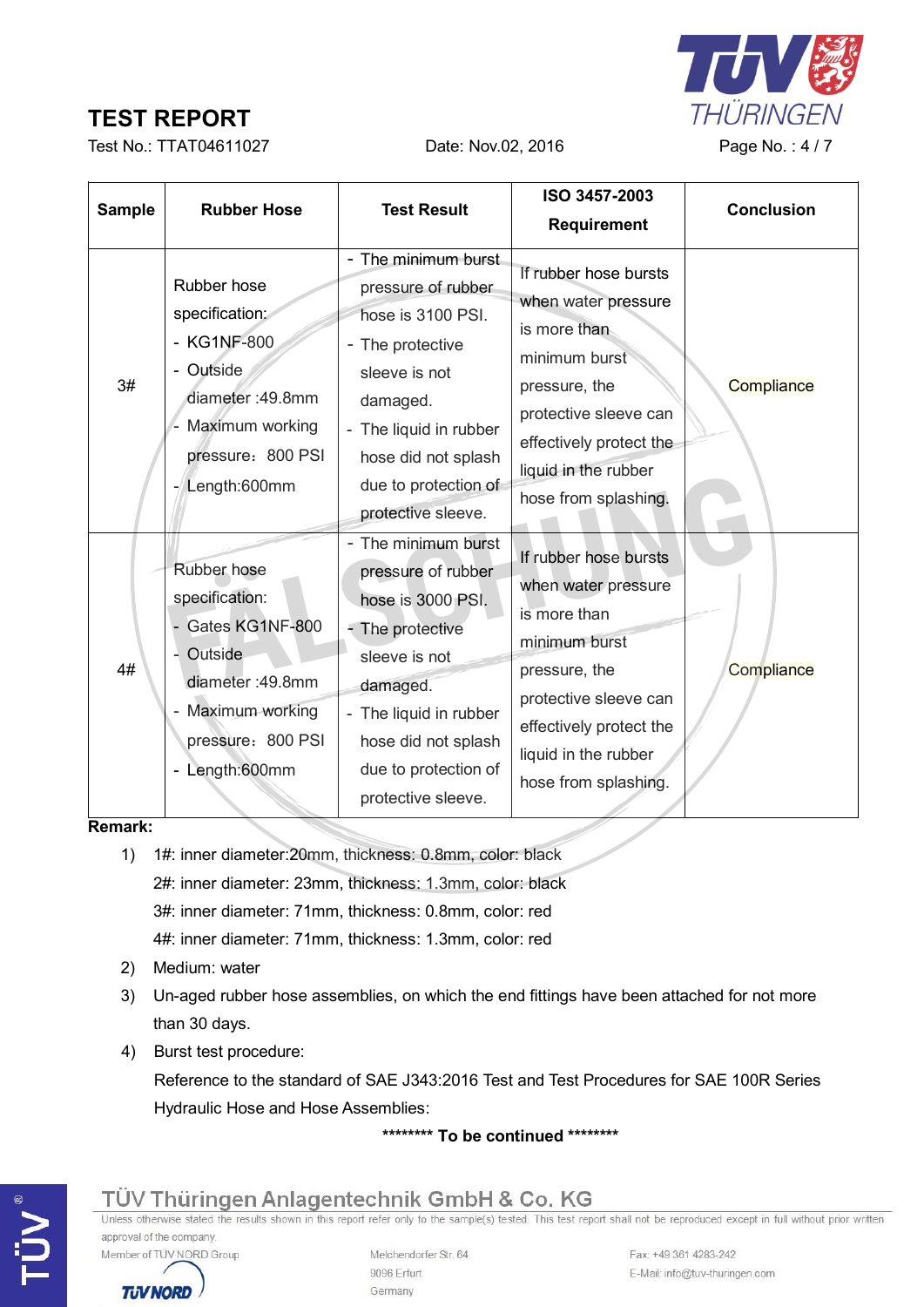# TEST REPORT

Test No.: TTAT04611027 Date: Nov.02, 2016

| Sample | Rubber Hose | Test Result | ISO 3457-2003 Requirement | Conclusion |
|---|---|---|---|---|
| 3# | Rubber hose specification:<br>- KG1NF-800<br>- Outside diameter :49.8mm<br>- Maximum working pressure：800 PSI<br>- Length:600mm | - The minimum burst pressure of rubber hose is 3100 PSI.<br>- The protective sleeve is not damaged.<br>- The liquid in rubber hose did not splash due to protection of protective sleeve. | If rubber hose bursts when water pressure is more than minimum burst pressure, the protective sleeve can effectively protect the liquid in the rubber hose from splashing. | Compliance |
| 4# | Rubber hose specification:<br>- Gates KG1NF-800<br>- Outside diameter :49.8mm<br>- Maximum working pressure：800 PSI<br>- Length:600mm | - The minimum burst pressure of rubber hose is 3000 PSI.<br>- The protective sleeve is not damaged.<br>- The liquid in rubber hose did not splash due to protection of protective sleeve. | If rubber hose bursts when water pressure is more than minimum burst pressure, the protective sleeve can effectively protect the liquid in the rubber hose from splashing. | Compliance |

**Remark:**

1) 1#: inner diameter:20mm, thickness: 0.8mm, color: black
   2#: inner diameter: 23mm, thickness: 1.3mm, color: black
   3#: inner diameter: 71mm, thickness: 0.8mm, color: red
   4#: inner diameter: 71mm, thickness: 1.3mm, color: red
2) Medium: water
3) Un-aged rubber hose assemblies, on which the end fittings have been attached for not more than 30 days.
4) Burst test procedure:
   Reference to the standard of SAE J343:2016 Test and Test Procedures for SAE 100R Series Hydraulic Hose and Hose Assemblies:

**\*\*\*\*\*\*\*\* To be continued \*\*\*\*\*\*\*\***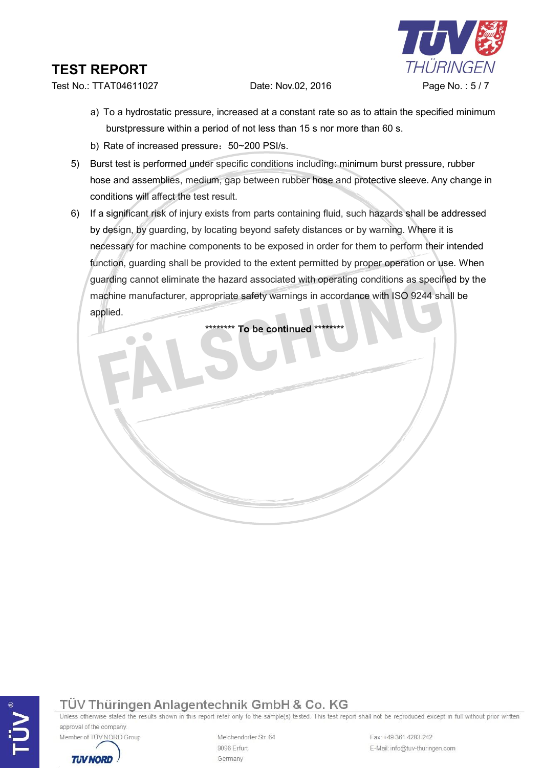a) To a hydrostatic pressure, increased at a constant rate so as to attain the specified minimum burstpressure within a period of not less than 15 s nor more than 60 s.

b) Rate of increased pressure：50~200 PSI/s.

5) Burst test is performed under specific conditions including: minimum burst pressure, rubber hose and assemblies, medium, gap between rubber hose and protective sleeve. Any change in conditions will affect the test result.

6) If a significant risk of injury exists from parts containing fluid, such hazards shall be addressed by design, by guarding, by locating beyond safety distances or by warning. Where it is necessary for machine components to be exposed in order for them to perform their intended function, guarding shall be provided to the extent permitted by proper operation or use. When guarding cannot eliminate the hazard associated with operating conditions as specified by the machine manufacturer, appropriate safety warnings in accordance with ISO 9244 shall be applied.

**\*\*\*\*\*\*\*\* To be continued \*\*\*\*\*\*\*\***

FÄLSCHUNG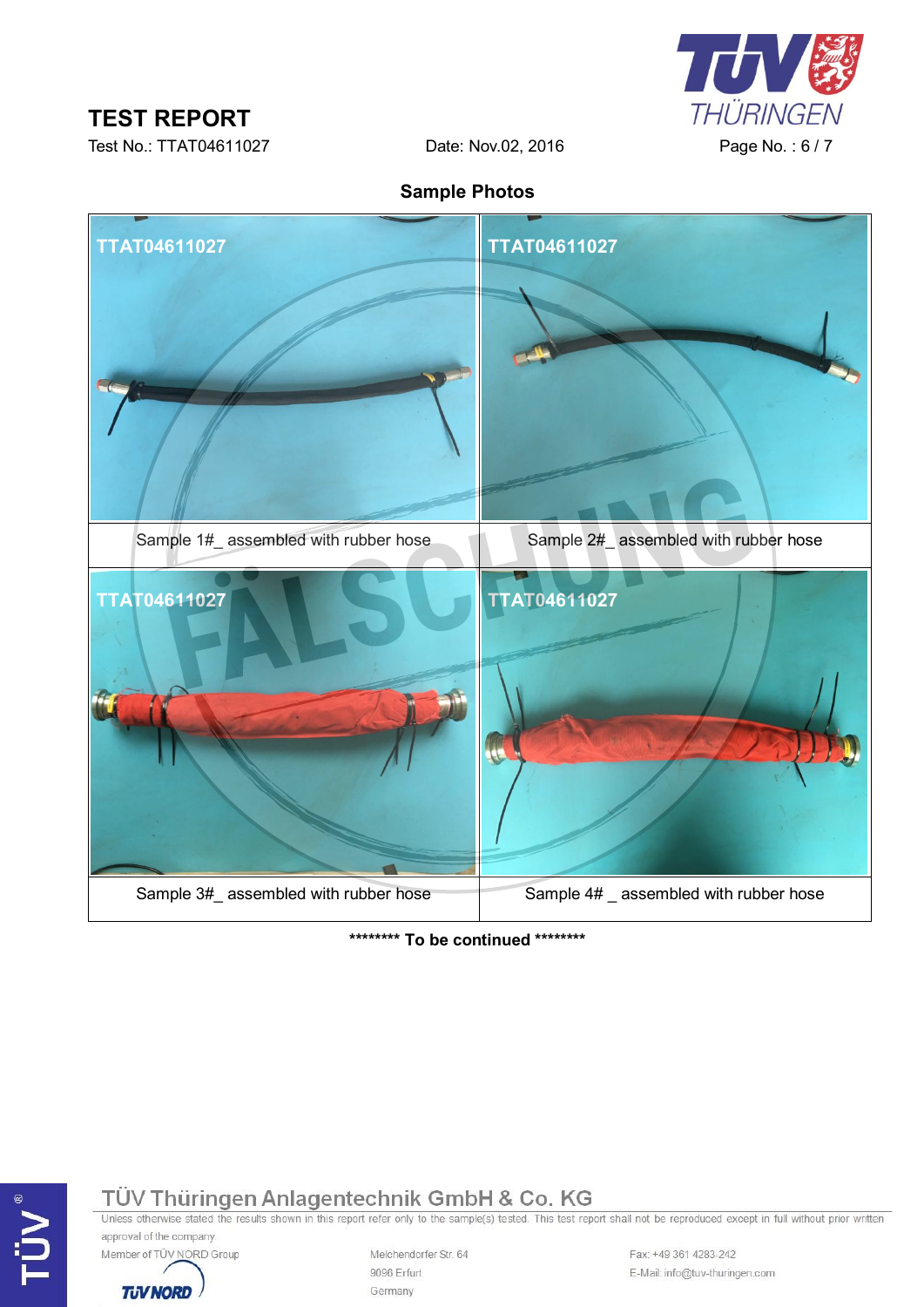# TEST REPORT

Test No.: TTAT04611027 Date: Nov.02, 2016

## Sample Photos

| | |
|---|---|
| TTAT04611027 | TTAT04611027 |
| Sample 1#_ assembled with rubber hose | Sample 2#_ assembled with rubber hose |
| TTAT04611027 | TTAT04611027 |
| Sample 3#_ assembled with rubber hose | Sample 4# _ assembled with rubber hose |

******** To be continued ********

TÜV Thüringen Anlagentechnik GmbH & Co. KG

Unless otherwise stated the results shown in this report refer only to the sample(s) tested. This test report shall not be reproduced except in full without prior written approval of the company

Member of TÜV NORD Group

Melchendorfer Str. 64
9096 Erfurt
Germany

Fax: +49 361 4283-242
E-Mail: info@tuv-thuringen.com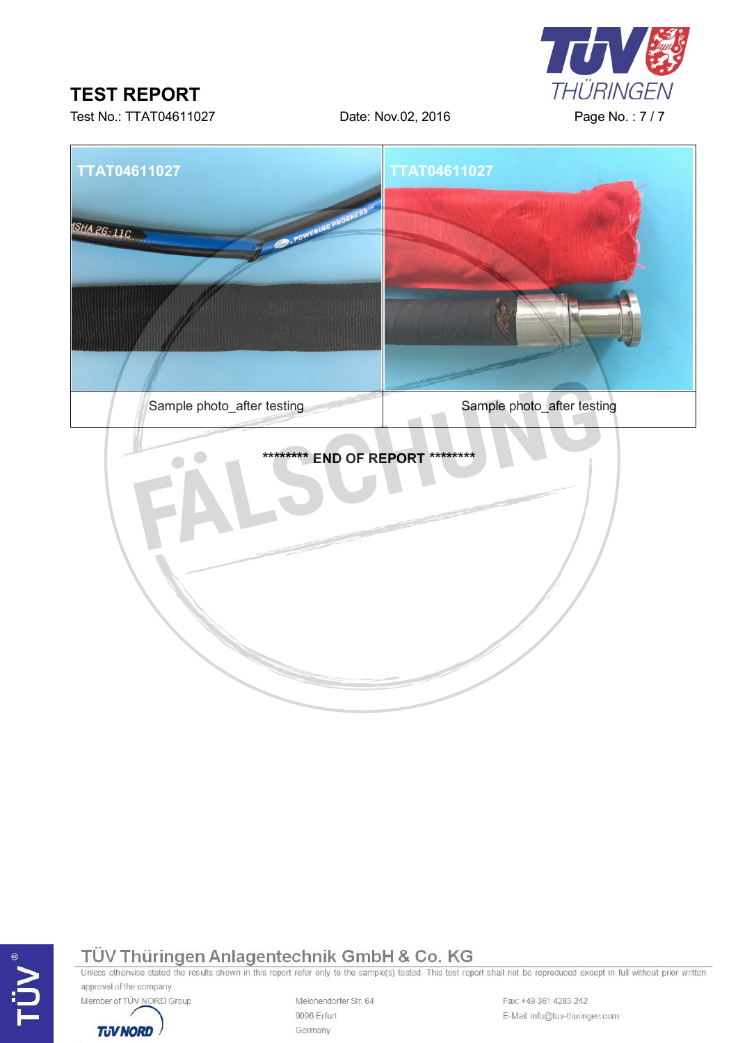# TEST REPORT

Test No.: TTAT04611027 Date: Nov.02, 2016

| | |
|---|---|
| TTAT04611027 | TTAT04611027 |
| Sample photo_after testing | Sample photo_after testing |

******** END OF REPORT ********

FÄLSCHUNG

TÜV Thüringen Anlagentechnik GmbH & Co. KG

Unless otherwise stated the results shown in this report refer only to the sample(s) tested. This test report shall not be reproduced except in full without prior written approval of the company

Member of TÜV NORD Group

Melchendorfer Str. 64
9096 Erfurt
Germany

Fax: +49 361 4283-242
E-Mail: info@tuv-thuringen.com